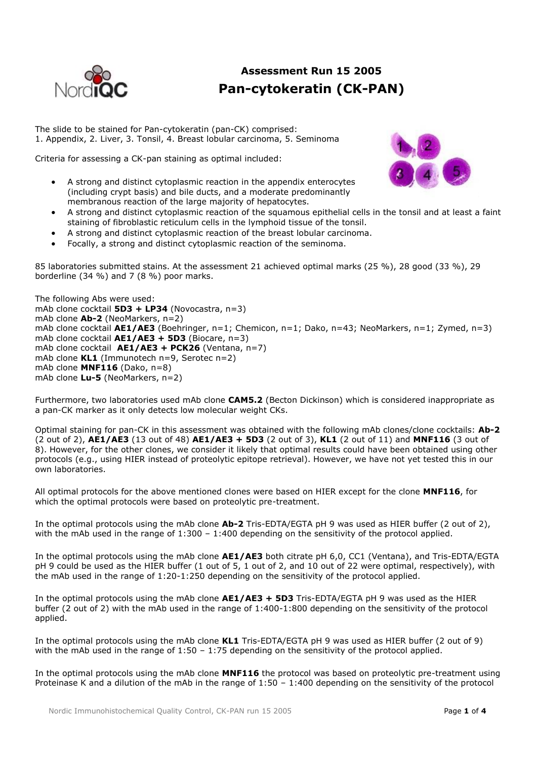# Assessment Run 15 2005

## Pan-cytokeratin (CK-PAN)

The slide to be stained for Pan-cytokeratin (pan-CK) comprised:
1. Appendix, 2. Liver, 3. Tonsil, 4. Breast lobular carcinoma, 5. Seminoma

Criteria for assessing a CK-pan staining as optimal included:

- A strong and distinct cytoplasmic reaction in the appendix enterocytes (including crypt basis) and bile ducts, and a moderate predominantly membranous reaction of the large majority of hepatocytes.
- A strong and distinct cytoplasmic reaction of the squamous epithelial cells in the tonsil and at least a faint staining of fibroblastic reticulum cells in the lymphoid tissue of the tonsil.
- A strong and distinct cytoplasmic reaction of the breast lobular carcinoma.
- Focally, a strong and distinct cytoplasmic reaction of the seminoma.

85 laboratories submitted stains. At the assessment 21 achieved optimal marks (25 %), 28 good (33 %), 29 borderline (34 %) and 7 (8 %) poor marks.

The following Abs were used:
mAb clone cocktail **5D3 + LP34** (Novocastra, n=3)
mAb clone **Ab-2** (NeoMarkers, n=2)
mAb clone cocktail **AE1/AE3** (Boehringer, n=1; Chemicon, n=1; Dako, n=43; NeoMarkers, n=1; Zymed, n=3)
mAb clone cocktail **AE1/AE3 + 5D3** (Biocare, n=3)
mAb clone cocktail **AE1/AE3 + PCK26** (Ventana, n=7)
mAb clone **KL1** (Immunotech n=9, Serotec n=2)
mAb clone **MNF116** (Dako, n=8)
mAb clone **Lu-5** (NeoMarkers, n=2)

Furthermore, two laboratories used mAb clone **CAM5.2** (Becton Dickinson) which is considered inappropriate as a pan-CK marker as it only detects low molecular weight CKs.

Optimal staining for pan-CK in this assessment was obtained with the following mAb clones/clone cocktails: **Ab-2** (2 out of 2), **AE1/AE3** (13 out of 48) **AE1/AE3 + 5D3** (2 out of 3), **KL1** (2 out of 11) and **MNF116** (3 out of 8). However, for the other clones, we consider it likely that optimal results could have been obtained using other protocols (e.g., using HIER instead of proteolytic epitope retrieval). However, we have not yet tested this in our own laboratories.

All optimal protocols for the above mentioned clones were based on HIER except for the clone **MNF116**, for which the optimal protocols were based on proteolytic pre-treatment.

In the optimal protocols using the mAb clone **Ab-2** Tris-EDTA/EGTA pH 9 was used as HIER buffer (2 out of 2), with the mAb used in the range of 1:300 – 1:400 depending on the sensitivity of the protocol applied.

In the optimal protocols using the mAb clone **AE1/AE3** both citrate pH 6,0, CC1 (Ventana), and Tris-EDTA/EGTA pH 9 could be used as the HIER buffer (1 out of 5, 1 out of 2, and 10 out of 22 were optimal, respectively), with the mAb used in the range of 1:20-1:250 depending on the sensitivity of the protocol applied.

In the optimal protocols using the mAb clone **AE1/AE3 + 5D3** Tris-EDTA/EGTA pH 9 was used as the HIER buffer (2 out of 2) with the mAb used in the range of 1:400-1:800 depending on the sensitivity of the protocol applied.

In the optimal protocols using the mAb clone **KL1** Tris-EDTA/EGTA pH 9 was used as HIER buffer (2 out of 9) with the mAb used in the range of 1:50 – 1:75 depending on the sensitivity of the protocol applied.

In the optimal protocols using the mAb clone **MNF116** the protocol was based on proteolytic pre-treatment using Proteinase K and a dilution of the mAb in the range of 1:50 – 1:400 depending on the sensitivity of the protocol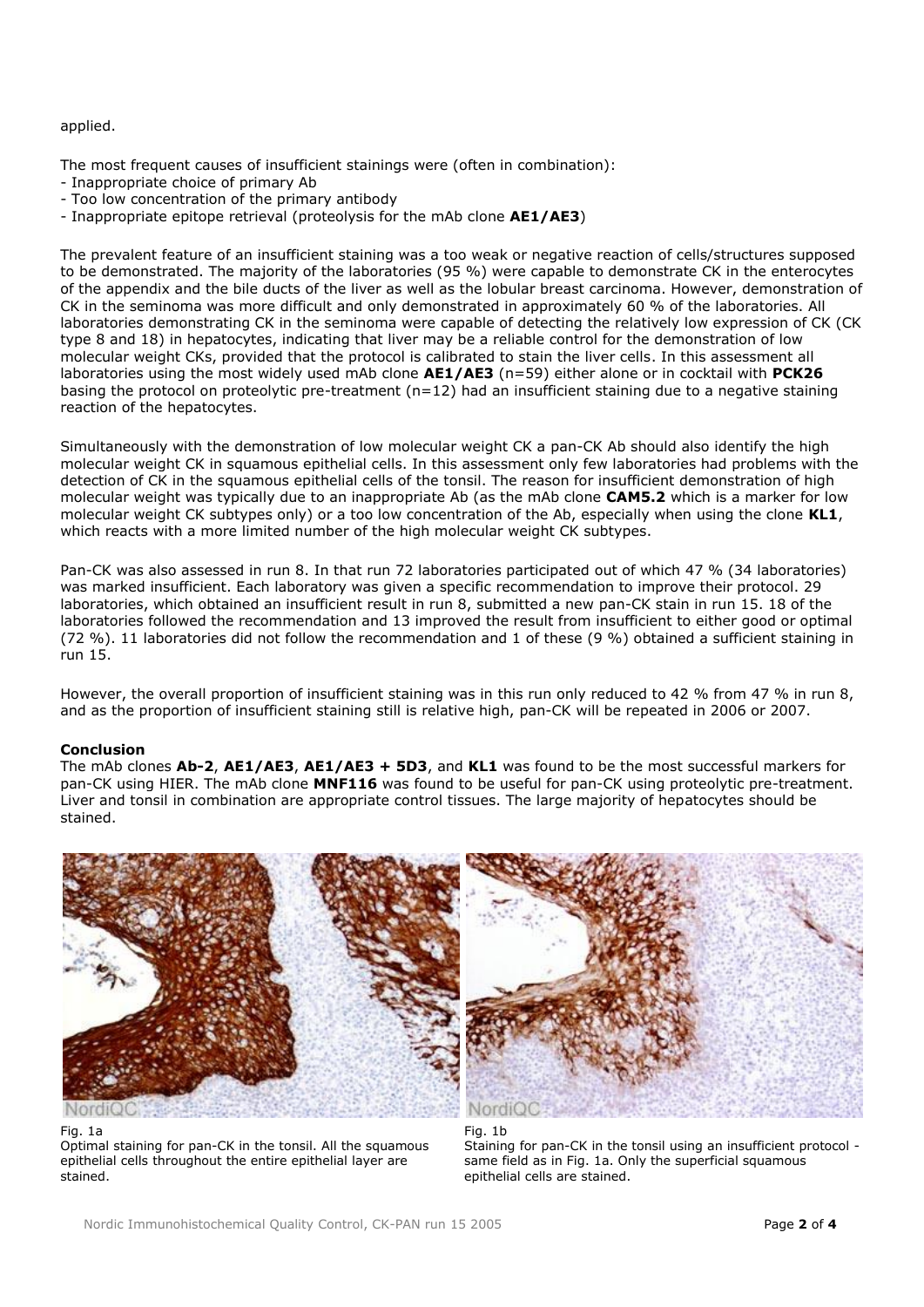applied.

The most frequent causes of insufficient stainings were (often in combination):
- Inappropriate choice of primary Ab
- Too low concentration of the primary antibody
- Inappropriate epitope retrieval (proteolysis for the mAb clone **AE1/AE3**)

The prevalent feature of an insufficient staining was a too weak or negative reaction of cells/structures supposed to be demonstrated. The majority of the laboratories (95 %) were capable to demonstrate CK in the enterocytes of the appendix and the bile ducts of the liver as well as the lobular breast carcinoma. However, demonstration of CK in the seminoma was more difficult and only demonstrated in approximately 60 % of the laboratories. All laboratories demonstrating CK in the seminoma were capable of detecting the relatively low expression of CK (CK type 8 and 18) in hepatocytes, indicating that liver may be a reliable control for the demonstration of low molecular weight CKs, provided that the protocol is calibrated to stain the liver cells. In this assessment all laboratories using the most widely used mAb clone **AE1/AE3** (n=59) either alone or in cocktail with **PCK26** basing the protocol on proteolytic pre-treatment (n=12) had an insufficient staining due to a negative staining reaction of the hepatocytes.

Simultaneously with the demonstration of low molecular weight CK a pan-CK Ab should also identify the high molecular weight CK in squamous epithelial cells. In this assessment only few laboratories had problems with the detection of CK in the squamous epithelial cells of the tonsil. The reason for insufficient demonstration of high molecular weight was typically due to an inappropriate Ab (as the mAb clone **CAM5.2** which is a marker for low molecular weight CK subtypes only) or a too low concentration of the Ab, especially when using the clone **KL1**, which reacts with a more limited number of the high molecular weight CK subtypes.

Pan-CK was also assessed in run 8. In that run 72 laboratories participated out of which 47 % (34 laboratories) was marked insufficient. Each laboratory was given a specific recommendation to improve their protocol. 29 laboratories, which obtained an insufficient result in run 8, submitted a new pan-CK stain in run 15. 18 of the laboratories followed the recommendation and 13 improved the result from insufficient to either good or optimal (72 %). 11 laboratories did not follow the recommendation and 1 of these (9 %) obtained a sufficient staining in run 15.

However, the overall proportion of insufficient staining was in this run only reduced to 42 % from 47 % in run 8, and as the proportion of insufficient staining still is relative high, pan-CK will be repeated in 2006 or 2007.

**Conclusion**

The mAb clones **Ab-2**, **AE1/AE3**, **AE1/AE3 + 5D3**, and **KL1** was found to be the most successful markers for pan-CK using HIER. The mAb clone **MNF116** was found to be useful for pan-CK using proteolytic pre-treatment. Liver and tonsil in combination are appropriate control tissues. The large majority of hepatocytes should be stained.

Fig. 1a
Optimal staining for pan-CK in the tonsil. All the squamous epithelial cells throughout the entire epithelial layer are stained.

Fig. 1b
Staining for pan-CK in the tonsil using an insufficient protocol - same field as in Fig. 1a. Only the superficial squamous epithelial cells are stained.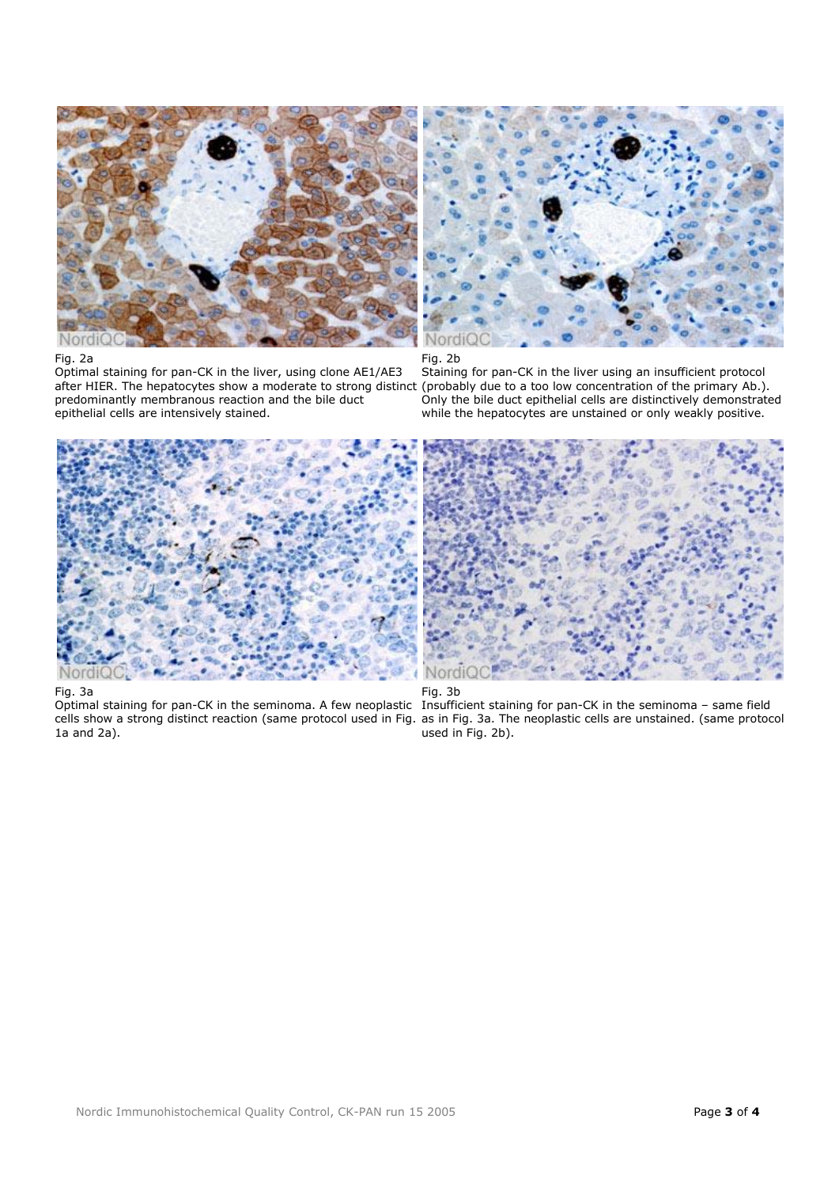Fig. 2a
Optimal staining for pan-CK in the liver, using clone AE1/AE3 after HIER. The hepatocytes show a moderate to strong distinct predominantly membranous reaction and the bile duct epithelial cells are intensively stained.

Fig. 2b
Staining for pan-CK in the liver using an insufficient protocol (probably due to a too low concentration of the primary Ab.). Only the bile duct epithelial cells are distinctively demonstrated while the hepatocytes are unstained or only weakly positive.

Fig. 3a
Optimal staining for pan-CK in the seminoma. A few neoplastic cells show a strong distinct reaction (same protocol used in Fig. 1a and 2a).

Fig. 3b
Insufficient staining for pan-CK in the seminoma – same field as in Fig. 3a. The neoplastic cells are unstained. (same protocol used in Fig. 2b).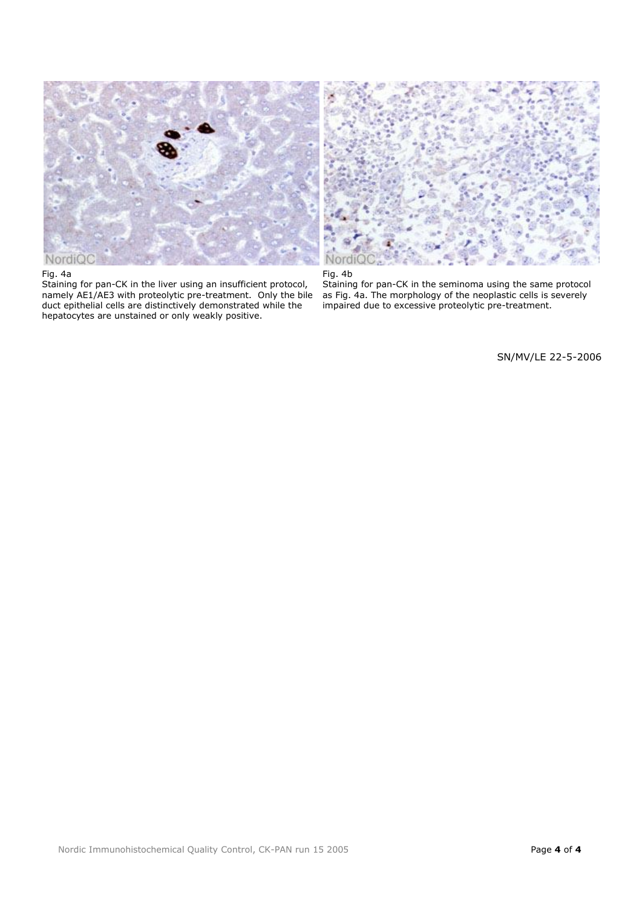Fig. 4a
Staining for pan-CK in the liver using an insufficient protocol, namely AE1/AE3 with proteolytic pre-treatment. Only the bile duct epithelial cells are distinctively demonstrated while the hepatocytes are unstained or only weakly positive.

Fig. 4b
Staining for pan-CK in the seminoma using the same protocol as Fig. 4a. The morphology of the neoplastic cells is severely impaired due to excessive proteolytic pre-treatment.

SN/MV/LE 22-5-2006